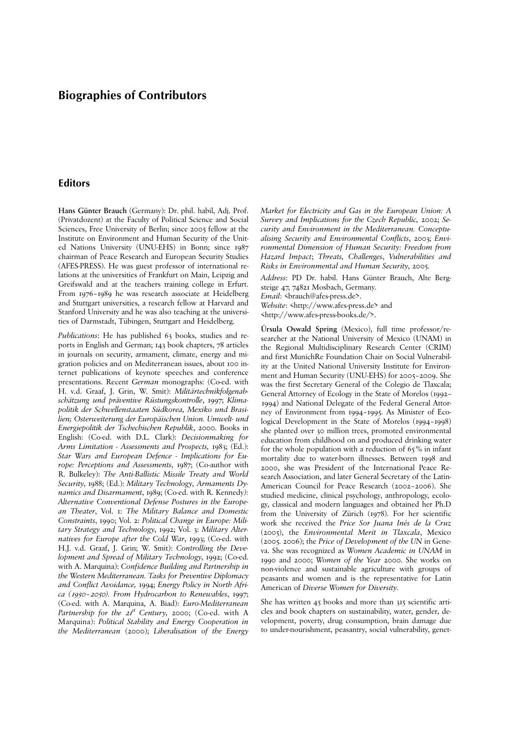# Biographies of Contributors

## Editors

**Hans Günter Brauch** (Germany): Dr. phil. habil, Adj. Prof. (Privatdozent) at the Faculty of Political Science and Social Sciences, Free University of Berlin; since 2005 fellow at the Institute on Environment and Human Security of the United Nations University (UNU-EHS) in Bonn; since 1987 chairman of Peace Research and European Security Studies (AFES-PRESS). He was guest professor of international relations at the universities of Frankfurt on Main, Leipzig and Greifswald and at the teachers training college in Erfurt. From 1976–1989 he was research associate at Heidelberg and Stuttgart universities, a research fellow at Harvard and Stanford University and he was also teaching at the universities of Darmstadt, Tübingen, Stuttgart and Heidelberg.

*Publications*: He has published 63 books, studies and reports in English and German; 143 book chapters, 78 articles in journals on security, armament, climate, energy and migration policies and on Mediterranean issues, about 100 internet publications of keynote speeches and conference presentations. Recent *German* monographs: (Co-ed. with H. v.d. Graaf, J. Grin, W. Smit): *Militärtechnikfolgenabschätzung und präventive Rüstungskontrolle*, 1997; *Klimapolitik der Schwellenstaaten Südkorea, Mexiko und Brasilien; Osterweiterung der Europäischen Union. Umwelt- und Energiepolitik der Tschechischen Republik*, 2000. Books in English: (Co-ed. with D.L. Clark): *Decisionmaking for Arms Limitation - Assessments and Prospects,* 1983; (Ed.): *Star Wars and European Defence - Implications for Europe: Perceptions and Assessments*, 1987; (Co-author with R. Bulkeley): *The Anti-Ballistic Missile Treaty and World Security*, 1988; (Ed.): *Military Technology, Armaments Dynamics and Disarmament*, 1989; (Co-ed. with R. Kennedy*): Alternative Conventional Defense Postures in the European Theater*, Vol. 1: *The Military Balance and Domestic Constraints*, 1990; Vol. 2: *Political Change in Europe: Military Strategy and Technology*, 1992; Vol. 3: *Military Alternatives for Europe after the Cold War*, 1993; (Co-ed. with H.J. v.d. Graaf, J. Grin; W. Smit): *Controlling the Development and Spread of Military Technology*, 1992; (Co-ed. with A. Marquina): *Confidence Building and Partnership in the Western Mediterranean. Tasks for Preventive Diplomacy and Conflict Avoidance,* 1994; *Energy Policy in North Africa (1950–2050). From Hydrocarbon to Renewables*, 1997; (Co-ed. with A. Marquina, A. Biad): *Euro-Mediterranean Partnership for the 21st Century,* 2000; (Co-ed. with A Marquina): *Political Stability and Energy Cooperation in the Mediterranean* (2000); *Liberalisation of the Energy Market for Electricity and Gas in the European Union: A Survey and Implications for the Czech Republic,* 2002; *Security and Environment in the Mediterranean. Conceptualising Security and Environmental Conflicts*, 2003; *Environmental Dimension of Human Security: Freedom from Hazard Impact*; *Threats, Challenges*, *Vulnerabilities and Risks in Environmental and Human Security*, 2005.

*Address*: PD Dr. habil. Hans Günter Brauch, Alte Bergsteige 47, 74821 Mosbach, Germany.
*Email*: <brauch@afes-press.de>.
*Website*: <http://www.afes-press.de> and <http://www.afes-press-books.de/>.

**Úrsula Oswald Spring** (Mexico), full time professor/researcher at the National University of Mexico (UNAM) in the Regional Multidisciplinary Research Center (CRIM) and first MunichRe Foundation Chair on Social Vulnerability at the United National University Institute for Environment and Human Security (UNU-EHS) for 2005–2009. She was the first Secretary General of the Colegio de Tlaxcala; General Attorney of Ecology in the State of Morelos (1992–1994) and National Delegate of the Federal General Attorney of Environment from 1994–1995. As Minister of Ecological Development in the State of Morelos (1994–1998) she planted over 30 million trees, promoted environmental education from childhood on and produced drinking water for the whole population with a reduction of 65% in infant mortality due to water-born illnesses. Between 1998 and 2000, she was President of the International Peace Research Association, and later General Secretary of the Latin-American Council for Peace Research (2002–2006). She studied medicine, clinical psychology, anthropology, ecology, classical and modern languages and obtained her Ph.D from the University of Zürich (1978). For her scientific work she received the *Price Sor Juana Inés de la Cruz* (2005), the *Environmental Merit in Tlaxcala*, Mexico (2005. 2006); the *Price of Development of the UN* in Geneva. She was recognized as *Women Academic in UNAM* in 1990 and 2000; *Women of the Year* 2000. She works on non-violence and sustainable agriculture with groups of peasants and women and is the representative for Latin American of *Diverse Women for Diversity*.

She has written 45 books and more than 315 scientific articles and book chapters on sustainability, water, gender, development, poverty, drug consumption, brain damage due to under-nourishment, peasantry, social vulnerability, genet-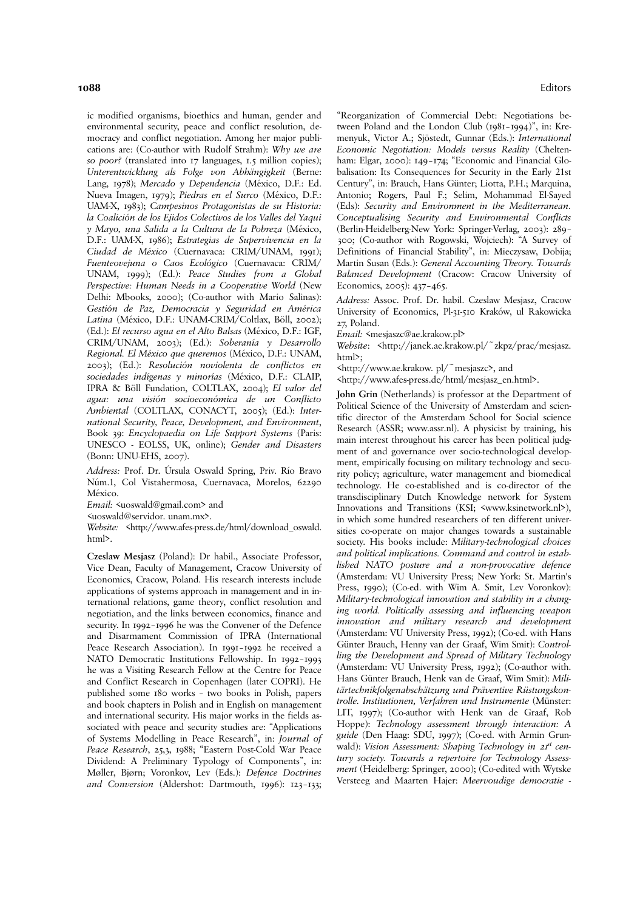ic modified organisms, bioethics and human, gender and environmental security, peace and conflict resolution, democracy and conflict negotiation. Among her major publications are: (Co-author with Rudolf Strahm): *Why we are so poor?* (translated into 17 languages, 1.5 million copies); *Unterentwicklung als Folge von Abhängigkeit* (Berne: Lang, 1978); *Mercado y Dependencia* (México, D.F.: Ed. Nueva Imagen, 1979); *Piedras en el Surco* (México, D.F.: UAM-X, 1983); *Campesinos Protagonistas de su Historia: la Coalición de los Ejidos Colectivos de los Valles del Yaqui y Mayo, una Salida a la Cultura de la Pobreza* (México, D.F.: UAM-X, 1986); *Estrategias de Supervivencia en la Ciudad de México* (Cuernavaca: CRIM/UNAM, 1991); *Fuenteovejuna o Caos Ecológico* (Cuernavaca: CRIM/UNAM, 1999); (Ed.): *Peace Studies from a Global Perspective: Human Needs in a Cooperative World* (New Delhi: Mbooks, 2000); (Co-author with Mario Salinas): *Gestión de Paz, Democracia y Seguridad en América Latina* (México, D.F.: UNAM-CRIM/Coltlax, Böll, 2002); (Ed.): *El recurso agua en el Alto Balsas* (México, D.F.: IGF, CRIM/UNAM, 2003); (Ed.): *Soberanía y Desarrollo Regional. El México que queremos* (México, D.F.: UNAM, 2003); (Ed.): *Resolución noviolenta de conflictos en sociedades indígenas y minorías* (México, D.F.: CLAIP, IPRA & Böll Fundation, COLTLAX, 2004); *El valor del agua: una visión socioeconómica de un Conflicto Ambiental* (COLTLAX, CONACYT, 2005); (Ed.): *International Security, Peace, Development, and Environment*, Book 39: *Encyclopaedia on Life Support Systems* (Paris: UNESCO - EOLSS, UK, online); *Gender and Disasters* (Bonn: UNU-EHS, 2007).

*Address:* Prof. Dr. Úrsula Oswald Spring, Priv. Río Bravo Núm.1, Col Vistahermosa, Cuernavaca, Morelos, 62290 México.

*Email:* <uoswald@gmail.com> and <uoswald@servidor. unam.mx>.

*Website:* <http://www.afes-press.de/html/download_oswald.html>.

**Czeslaw Mesjasz** (Poland): Dr habil., Associate Professor, Vice Dean, Faculty of Management, Cracow University of Economics, Cracow, Poland. His research interests include applications of systems approach in management and in international relations, game theory, conflict resolution and negotiation, and the links between economics, finance and security. In 1992–1996 he was the Convener of the Defence and Disarmament Commission of IPRA (International Peace Research Association). In 1991–1992 he received a NATO Democratic Institutions Fellowship. In 1992–1993 he was a Visiting Research Fellow at the Centre for Peace and Conflict Research in Copenhagen (later COPRI). He published some 180 works – two books in Polish, papers and book chapters in Polish and in English on management and international security. His major works in the fields associated with peace and security studies are: "Applications of Systems Modelling in Peace Research", in: *Journal of Peace Research*, 25,3, 1988; "Eastern Post-Cold War Peace Dividend: A Preliminary Typology of Components", in: Møller, Bjørn; Voronkov, Lev (Eds.): *Defence Doctrines and Conversion* (Aldershot: Dartmouth, 1996): 123–133; "Reorganization of Commercial Debt: Negotiations between Poland and the London Club (1981–1994)", in: Kremenyuk, Victor A.; Sjöstedt, Gunnar (Eds.): *International Economic Negotiation: Models versus Reality* (Cheltenham: Elgar, 2000): 149–174; "Economic and Financial Globalisation: Its Consequences for Security in the Early 21st Century", in: Brauch, Hans Günter; Liotta, P.H.; Marquina, Antonio; Rogers, Paul F.; Selim, Mohammad El-Sayed (Eds): *Security and Environment in the Mediterranean. Conceptualising Security and Environmental Conflicts* (Berlin-Heidelberg-New York: Springer-Verlag, 2003): 289–300; (Co-author with Rogowski, Wojciech): "A Survey of Definitions of Financial Stability", in: Mieczysaw, Dobija; Martin Susan (Eds.): *General Accounting Theory. Towards Balanced Development* (Cracow: Cracow University of Economics, 2005): 437–465.

*Address:* Assoc. Prof. Dr. habil. Czeslaw Mesjasz, Cracow University of Economics, Pl-31-510 Kraków, ul Rakowicka 27, Poland.

*Email:* <mesjaszc@ae.krakow.pl>

*Website:* <http://janek.ae.krakow.pl/~zkpz/prac/mesjasz.html>;
<http://www.ae.krakow. pl/~mesjaszc>, and
<http://www.afes-press.de/html/mesjasz_en.html>.

**John Grin** (Netherlands) is professor at the Department of Political Science of the University of Amsterdam and scientific director of the Amsterdam School for Social science Research (ASSR; www.assr.nl). A physicist by training, his main interest throughout his career has been political judgment of and governance over socio-technological development, empirically focusing on military technology and security policy; agriculture, water management and biomedical technology. He co-established and is co-director of the transdisciplinary Dutch Knowledge network for System Innovations and Transitions (KSI; <www.ksinetwork.nl>), in which some hundred researchers of ten different universities co-operate on major changes towards a sustainable society. His books include: *Military-technological choices and political implications. Command and control in established NATO posture and a non-provocative defence* (Amsterdam: VU University Press; New York: St. Martin's Press, 1990); (Co-ed. with Wim A. Smit, Lev Voronkov): *Military-technological innovation and stability in a changing world. Politically assessing and influencing weapon innovation and military research and development* (Amsterdam: VU University Press, 1992); (Co-ed. with Hans Günter Brauch, Henny van der Graaf, Wim Smit): *Controlling the Development and Spread of Military Technology* (Amsterdam: VU University Press, 1992); (Co-author with. Hans Günter Brauch, Henk van de Graaf, Wim Smit): *Militärtechnikfolgenabschätzung und Präventive Rüstungskontrolle. Institutionen, Verfahren und Instrumente* (Münster: LIT, 1997); (Co-author with Henk van de Graaf, Rob Hoppe): *Technology assessment through interaction: A guide* (Den Haag: SDU, 1997); (Co-ed. with Armin Grunwald): *Vision Assessment: Shaping Technology in 21st century society. Towards a repertoire for Technology Assessment* (Heidelberg: Springer, 2000); (Co-edited with Wytske Versteeg and Maarten Hajer: *Meervoudige democratie -*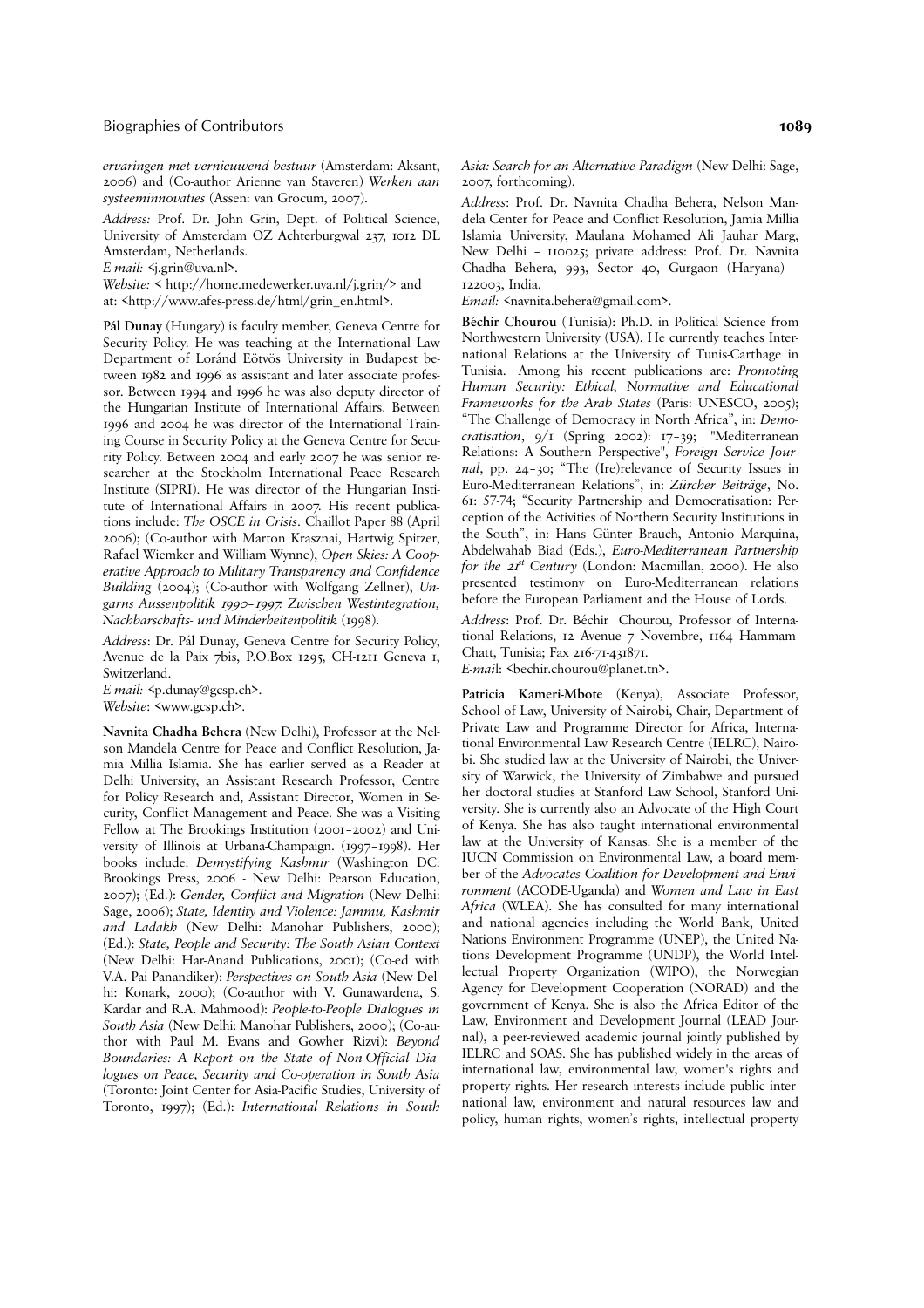*ervaringen met vernieuwend bestuur* (Amsterdam: Aksant, 2006) and (Co-author Arienne van Staveren) *Werken aan systeeminnovaties* (Assen: van Grocum, 2007).

*Address:* Prof. Dr. John Grin, Dept. of Political Science, University of Amsterdam OZ Achterburgwal 237, 1012 DL Amsterdam, Netherlands.
*E-mail:* <j.grin@uva.nl>.
*Website:* < http://home.medewerker.uva.nl/j.grin/> and at: <http://www.afes-press.de/html/grin_en.html>.

**Pál Dunay** (Hungary) is faculty member, Geneva Centre for Security Policy. He was teaching at the International Law Department of Loránd Eötvös University in Budapest between 1982 and 1996 as assistant and later associate professor. Between 1994 and 1996 he was also deputy director of the Hungarian Institute of International Affairs. Between 1996 and 2004 he was director of the International Training Course in Security Policy at the Geneva Centre for Security Policy. Between 2004 and early 2007 he was senior researcher at the Stockholm International Peace Research Institute (SIPRI). He was director of the Hungarian Institute of International Affairs in 2007. His recent publications include: *The OSCE in Crisis*. Chaillot Paper 88 (April 2006); (Co-author with Marton Krasznai, Hartwig Spitzer, Rafael Wiemker and William Wynne), *Open Skies: A Cooperative Approach to Military Transparency and Confidence Building* (2004); (Co-author with Wolfgang Zellner), *Ungarns Aussenpolitik 1990–1997. Zwischen Westintegration, Nachbarschafts- und Minderheitenpolitik* (1998).

*Address*: Dr. Pál Dunay, Geneva Centre for Security Policy, Avenue de la Paix 7bis, P.O.Box 1295, CH-1211 Geneva 1, Switzerland.
*E-mail:* <p.dunay@gcsp.ch>.
*Website*: <www.gcsp.ch>.

**Navnita Chadha Behera** (New Delhi), Professor at the Nelson Mandela Centre for Peace and Conflict Resolution, Jamia Millia Islamia. She has earlier served as a Reader at Delhi University, an Assistant Research Professor, Centre for Policy Research and, Assistant Director, Women in Security, Conflict Management and Peace. She was a Visiting Fellow at The Brookings Institution (2001–2002) and University of Illinois at Urbana-Champaign. (1997–1998). Her books include: *Demystifying Kashmir* (Washington DC: Brookings Press, 2006 - New Delhi: Pearson Education, 2007); (Ed.): *Gender, Conflict and Migration* (New Delhi: Sage, 2006); *State, Identity and Violence: Jammu, Kashmir and Ladakh* (New Delhi: Manohar Publishers, 2000); (Ed.): *State, People and Security: The South Asian Context* (New Delhi: Har-Anand Publications, 2001); (Co-ed with V.A. Pai Panandiker): *Perspectives on South Asia* (New Delhi: Konark, 2000); (Co-author with V. Gunawardena, S. Kardar and R.A. Mahmood): *People-to-People Dialogues in South Asia* (New Delhi: Manohar Publishers, 2000); (Co-author with Paul M. Evans and Gowher Rizvi): *Beyond Boundaries: A Report on the State of Non-Official Dialogues on Peace, Security and Co-operation in South Asia* (Toronto: Joint Center for Asia-Pacific Studies, University of Toronto, 1997); (Ed.): *International Relations in South Asia: Search for an Alternative Paradigm* (New Delhi: Sage, 2007, forthcoming).

*Address*: Prof. Dr. Navnita Chadha Behera, Nelson Mandela Center for Peace and Conflict Resolution, Jamia Millia Islamia University, Maulana Mohamed Ali Jauhar Marg, New Delhi – 110025; private address: Prof. Dr. Navnita Chadha Behera, 993, Sector 40, Gurgaon (Haryana) – 122003, India.
*Email:* <navnita.behera@gmail.com>.

**Béchir Chourou** (Tunisia): Ph.D. in Political Science from Northwestern University (USA). He currently teaches International Relations at the University of Tunis-Carthage in Tunisia. Among his recent publications are: *Promoting Human Security: Ethical, Normative and Educational Frameworks for the Arab States* (Paris: UNESCO, 2005); "The Challenge of Democracy in North Africa", in: *Democratisation*, 9/1 (Spring 2002): 17–39; "Mediterranean Relations: A Southern Perspective", *Foreign Service Journal*, pp. 24–30; "The (Ir)relevance of Security Issues in Euro-Mediterranean Relations", in: *Zürcher Beiträge*, No. 61: 57-74; "Security Partnership and Democratisation: Perception of the Activities of Northern Security Institutions in the South", in: Hans Günter Brauch, Antonio Marquina, Abdelwahab Biad (Eds.), *Euro-Mediterranean Partnership for the 21st Century* (London: Macmillan, 2000). He also presented testimony on Euro-Mediterranean relations before the European Parliament and the House of Lords.

*Address*: Prof. Dr. Béchir Chourou, Professor of International Relations, 12 Avenue 7 Novembre, 1164 Hammam-Chatt, Tunisia; Fax 216-71-431871.
*E-mai*l: <bechir.chourou@planet.tn>.

**Patricia Kameri-Mbote** (Kenya), Associate Professor, School of Law, University of Nairobi, Chair, Department of Private Law and Programme Director for Africa, International Environmental Law Research Centre (IELRC), Nairobi. She studied law at the University of Nairobi, the University of Warwick, the University of Zimbabwe and pursued her doctoral studies at Stanford Law School, Stanford University. She is currently also an Advocate of the High Court of Kenya. She has also taught international environmental law at the University of Kansas. She is a member of the IUCN Commission on Environmental Law, a board member of the *Advocates Coalition for Development and Environment* (ACODE-Uganda) and *Women and Law in East Africa* (WLEA). She has consulted for many international and national agencies including the World Bank, United Nations Environment Programme (UNEP), the United Nations Development Programme (UNDP), the World Intellectual Property Organization (WIPO), the Norwegian Agency for Development Cooperation (NORAD) and the government of Kenya. She is also the Africa Editor of the Law, Environment and Development Journal (LEAD Journal), a peer-reviewed academic journal jointly published by IELRC and SOAS. She has published widely in the areas of international law, environmental law, women's rights and property rights. Her research interests include public international law, environment and natural resources law and policy, human rights, women's rights, intellectual property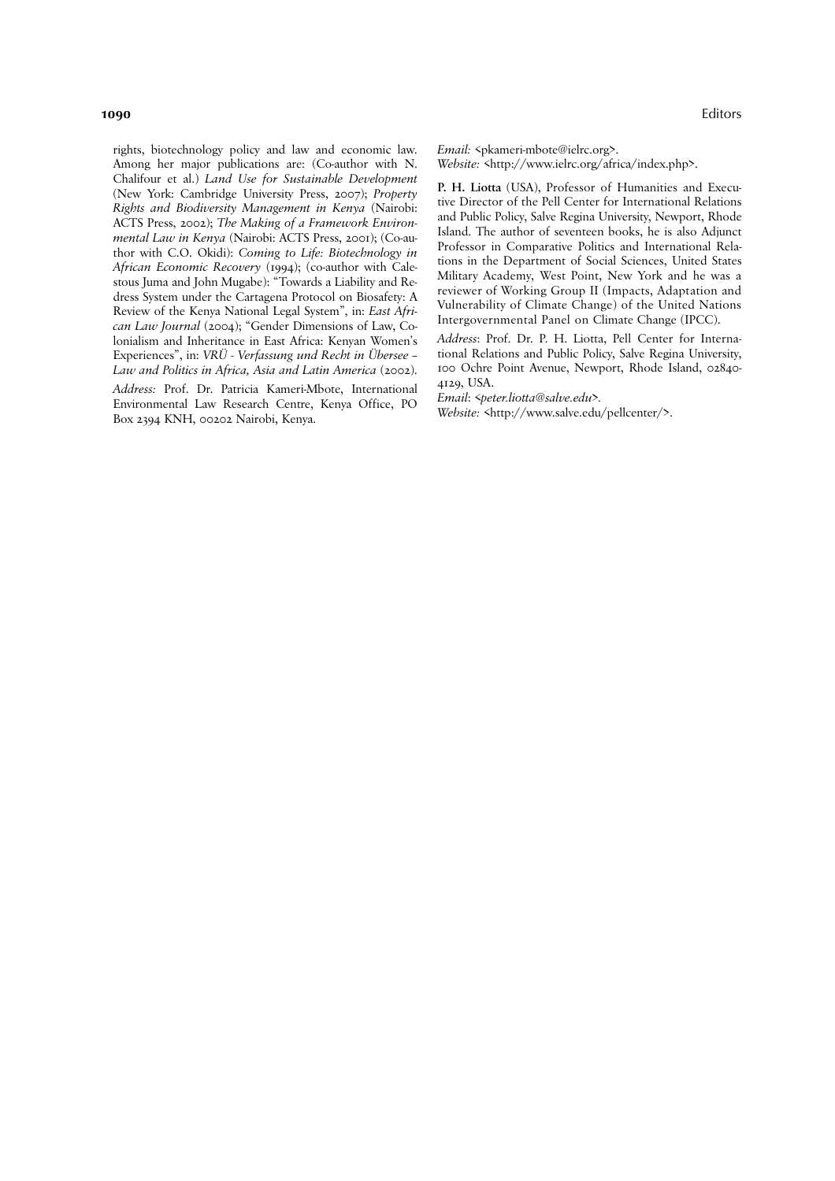rights, biotechnology policy and law and economic law. Among her major publications are: (Co-author with N. Chalifour et al.) *Land Use for Sustainable Development* (New York: Cambridge University Press, 2007); *Property Rights and Biodiversity Management in Kenya* (Nairobi: ACTS Press, 2002); *The Making of a Framework Environmental Law in Kenya* (Nairobi: ACTS Press, 2001); (Co-author with C.O. Okidi): *Coming to Life: Biotechnology in African Economic Recovery* (1994); (co-author with Calestous Juma and John Mugabe): "Towards a Liability and Redress System under the Cartagena Protocol on Biosafety: A Review of the Kenya National Legal System", in: *East African Law Journal* (2004); "Gender Dimensions of Law, Colonialism and Inheritance in East Africa: Kenyan Women's Experiences", in: *VRÜ - Verfassung und Recht in Übersee – Law and Politics in Africa, Asia and Latin America* (2002).

*Address:* Prof. Dr. Patricia Kameri-Mbote, International Environmental Law Research Centre, Kenya Office, PO Box 2394 KNH, 00202 Nairobi, Kenya.

*Email:* <pkameri-mbote@ielrc.org>.
*Website:* <http://www.ielrc.org/africa/index.php>.

**P. H. Liotta** (USA), Professor of Humanities and Executive Director of the Pell Center for International Relations and Public Policy, Salve Regina University, Newport, Rhode Island. The author of seventeen books, he is also Adjunct Professor in Comparative Politics and International Relations in the Department of Social Sciences, United States Military Academy, West Point, New York and he was a reviewer of Working Group II (Impacts, Adaptation and Vulnerability of Climate Change) of the United Nations Intergovernmental Panel on Climate Change (IPCC).

*Address*: Prof. Dr. P. H. Liotta, Pell Center for International Relations and Public Policy, Salve Regina University, 100 Ochre Point Avenue, Newport, Rhode Island, 02840-4129, USA.

*Email*: <*peter.liotta@salve.edu*>.
*Website:* <http://www.salve.edu/pellcenter/>.